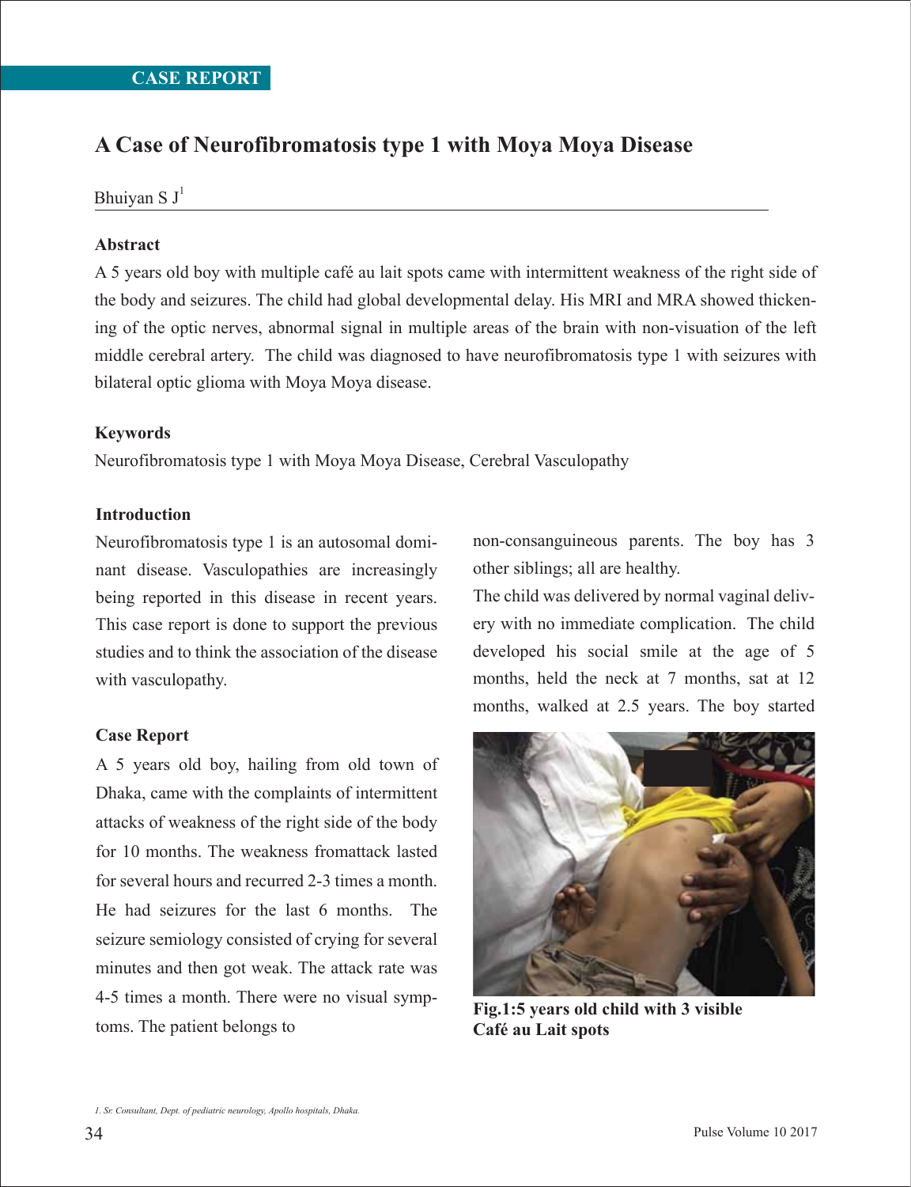CASE REPORT

# A Case of Neurofibromatosis type 1 with Moya Moya Disease

Bhuiyan S J[1]

## Abstract

A 5 years old boy with multiple café au lait spots came with intermittent weakness of the right side of the body and seizures. The child had global developmental delay. His MRI and MRA showed thickening of the optic nerves, abnormal signal in multiple areas of the brain with non-visuation of the left middle cerebral artery. The child was diagnosed to have neurofibromatosis type 1 with seizures with bilateral optic glioma with Moya Moya disease.

## Keywords

Neurofibromatosis type 1 with Moya Moya Disease, Cerebral Vasculopathy

## Introduction

Neurofibromatosis type 1 is an autosomal dominant disease. Vasculopathies are increasingly being reported in this disease in recent years. This case report is done to support the previous studies and to think the association of the disease with vasculopathy.

## Case Report

A 5 years old boy, hailing from old town of Dhaka, came with the complaints of intermittent attacks of weakness of the right side of the body for 10 months. The weakness fromattack lasted for several hours and recurred 2-3 times a month. He had seizures for the last 6 months. The seizure semiology consisted of crying for several minutes and then got weak. The attack rate was 4-5 times a month. There were no visual symptoms. The patient belongs to non-consanguineous parents. The boy has 3 other siblings; all are healthy.

The child was delivered by normal vaginal delivery with no immediate complication. The child developed his social smile at the age of 5 months, held the neck at 7 months, sat at 12 months, walked at 2.5 years. The boy started

**Fig.1:5 years old child with 3 visible Café au Lait spots**

*1. Sr. Consultant, Dept. of pediatric neurology, Apollo hospitals, Dhaka.*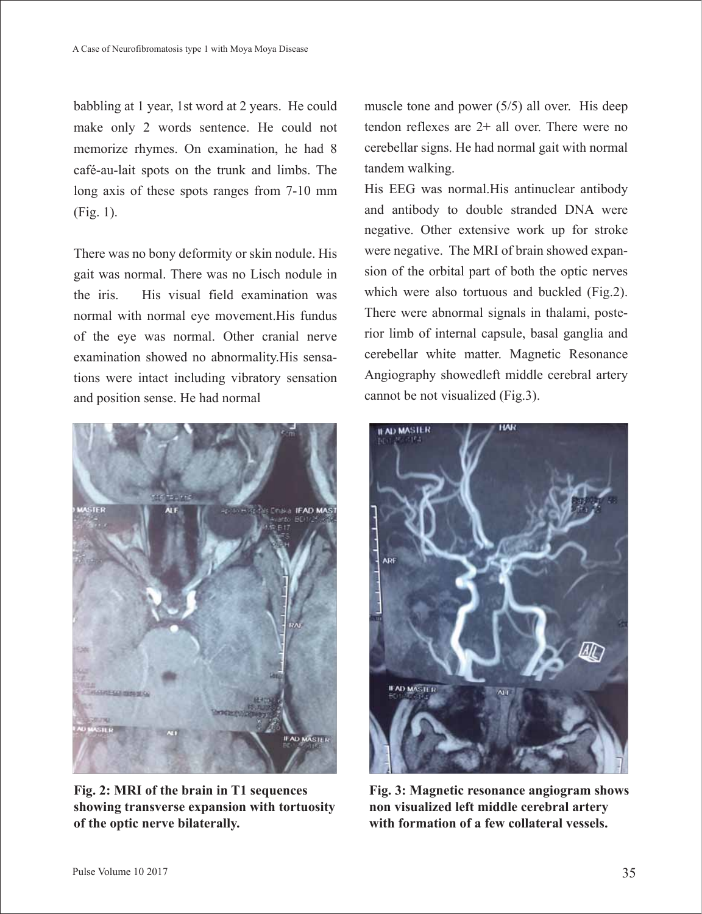babbling at 1 year, 1st word at 2 years. He could make only 2 words sentence. He could not memorize rhymes. On examination, he had 8 café-au-lait spots on the trunk and limbs. The long axis of these spots ranges from 7-10 mm (Fig. 1).

There was no bony deformity or skin nodule. His gait was normal. There was no Lisch nodule in the iris. His visual field examination was normal with normal eye movement.His fundus of the eye was normal. Other cranial nerve examination showed no abnormality.His sensations were intact including vibratory sensation and position sense. He had normal muscle tone and power (5/5) all over. His deep tendon reflexes are 2+ all over. There were no cerebellar signs. He had normal gait with normal tandem walking.

His EEG was normal.His antinuclear antibody and antibody to double stranded DNA were negative. Other extensive work up for stroke were negative. The MRI of brain showed expansion of the orbital part of both the optic nerves which were also tortuous and buckled (Fig.2). There were abnormal signals in thalami, posterior limb of internal capsule, basal ganglia and cerebellar white matter. Magnetic Resonance Angiography showedleft middle cerebral artery cannot be not visualized (Fig.3).

**Fig. 2: MRI of the brain in T1 sequences showing transverse expansion with tortuosity of the optic nerve bilaterally.**

**Fig. 3: Magnetic resonance angiogram shows non visualized left middle cerebral artery with formation of a few collateral vessels.**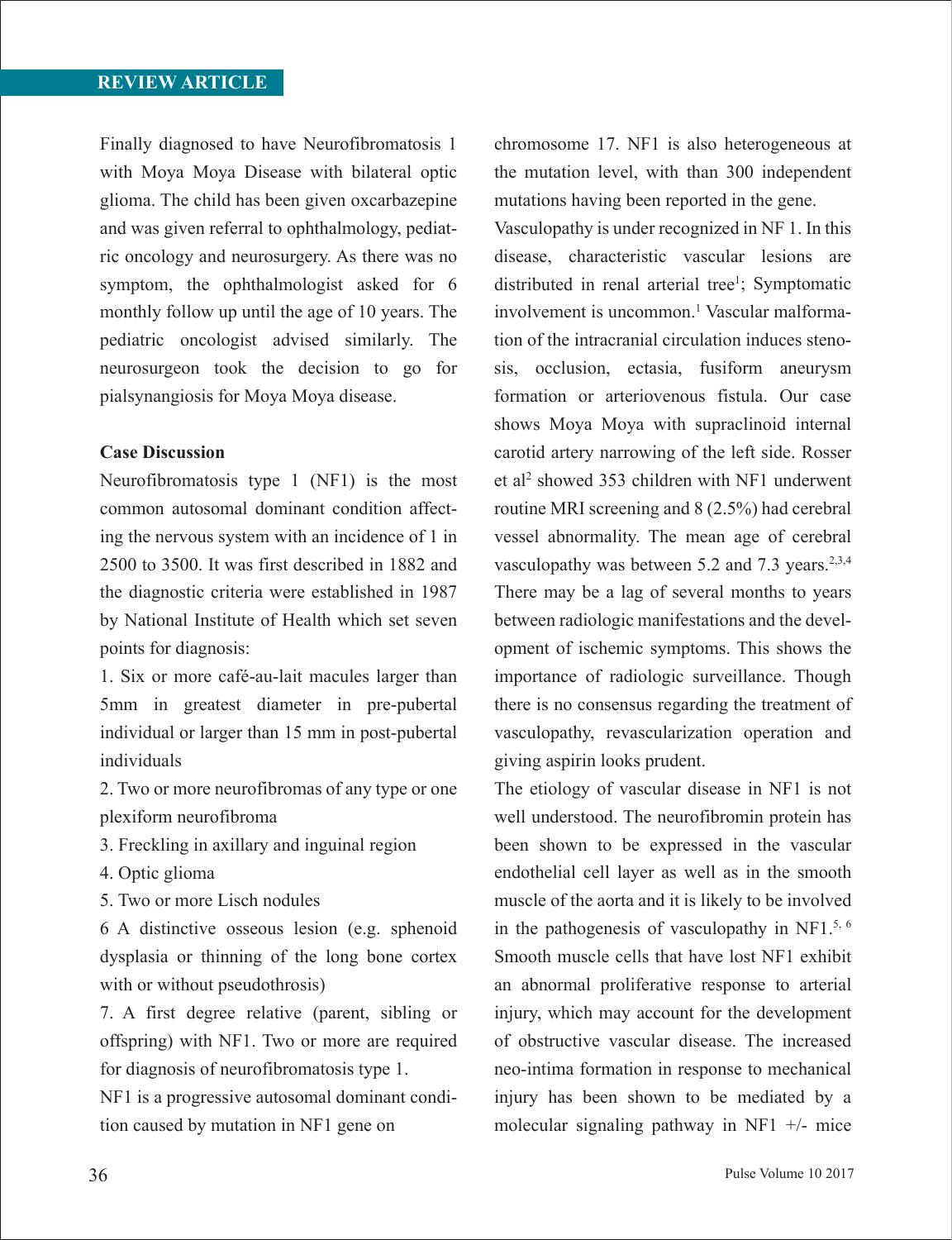Finally diagnosed to have Neurofibromatosis 1 with Moya Moya Disease with bilateral optic glioma. The child has been given oxcarbazepine and was given referral to ophthalmology, pediatric oncology and neurosurgery. As there was no symptom, the ophthalmologist asked for 6 monthly follow up until the age of 10 years. The pediatric oncologist advised similarly. The neurosurgeon took the decision to go for pialsynangiosis for Moya Moya disease.

**Case Discussion**

Neurofibromatosis type 1 (NF1) is the most common autosomal dominant condition affecting the nervous system with an incidence of 1 in 2500 to 3500. It was first described in 1882 and the diagnostic criteria were established in 1987 by National Institute of Health which set seven points for diagnosis:

1. Six or more café-au-lait macules larger than 5mm in greatest diameter in pre-pubertal individual or larger than 15 mm in post-pubertal individuals
2. Two or more neurofibromas of any type or one plexiform neurofibroma
3. Freckling in axillary and inguinal region
4. Optic glioma
5. Two or more Lisch nodules
6 A distinctive osseous lesion (e.g. sphenoid dysplasia or thinning of the long bone cortex with or without pseudothrosis)
7. A first degree relative (parent, sibling or offspring) with NF1. Two or more are required for diagnosis of neurofibromatosis type 1.

NF1 is a progressive autosomal dominant condition caused by mutation in NF1 gene on chromosome 17. NF1 is also heterogeneous at the mutation level, with than 300 independent mutations having been reported in the gene.

Vasculopathy is under recognized in NF 1. In this disease, characteristic vascular lesions are distributed in renal arterial tree[1]; Symptomatic involvement is uncommon.[1] Vascular malformation of the intracranial circulation induces stenosis, occlusion, ectasia, fusiform aneurysm formation or arteriovenous fistula. Our case shows Moya Moya with supraclinoid internal carotid artery narrowing of the left side. Rosser et al[2] showed 353 children with NF1 underwent routine MRI screening and 8 (2.5%) had cerebral vessel abnormality. The mean age of cerebral vasculopathy was between 5.2 and 7.3 years.[2,3,4] There may be a lag of several months to years between radiologic manifestations and the development of ischemic symptoms. This shows the importance of radiologic surveillance. Though there is no consensus regarding the treatment of vasculopathy, revascularization operation and giving aspirin looks prudent.

The etiology of vascular disease in NF1 is not well understood. The neurofibromin protein has been shown to be expressed in the vascular endothelial cell layer as well as in the smooth muscle of the aorta and it is likely to be involved in the pathogenesis of vasculopathy in NF1.[5, 6] Smooth muscle cells that have lost NF1 exhibit an abnormal proliferative response to arterial injury, which may account for the development of obstructive vascular disease. The increased neo-intima formation in response to mechanical injury has been shown to be mediated by a molecular signaling pathway in NF1 +/- mice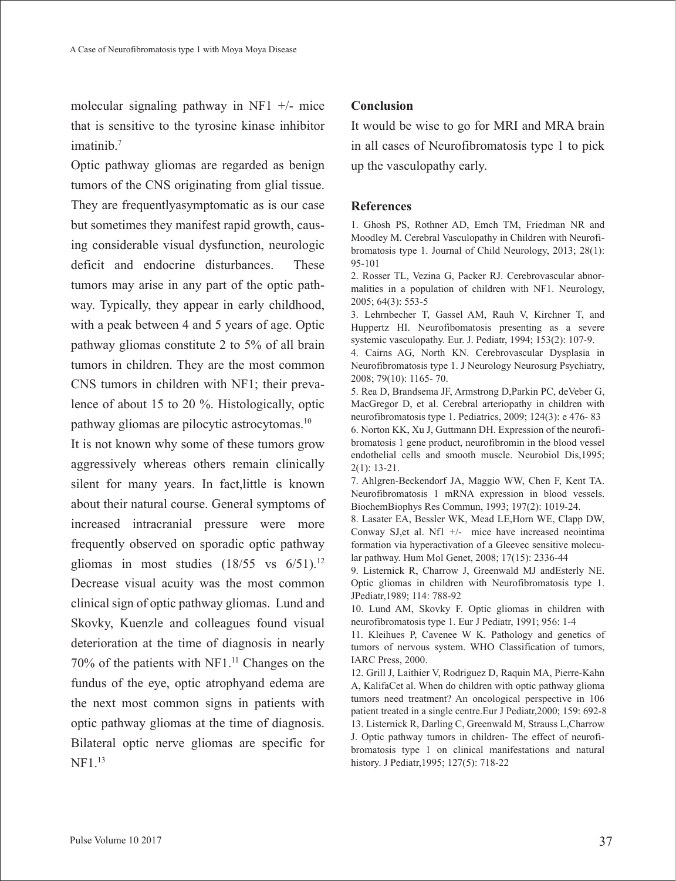molecular signaling pathway in NF1 +/- mice that is sensitive to the tyrosine kinase inhibitor imatinib.[7]

Optic pathway gliomas are regarded as benign tumors of the CNS originating from glial tissue. They are frequentlyasymptomatic as is our case but sometimes they manifest rapid growth, causing considerable visual dysfunction, neurologic deficit and endocrine disturbances. These tumors may arise in any part of the optic pathway. Typically, they appear in early childhood, with a peak between 4 and 5 years of age. Optic pathway gliomas constitute 2 to 5% of all brain tumors in children. They are the most common CNS tumors in children with NF1; their prevalence of about 15 to 20 %. Histologically, optic pathway gliomas are pilocytic astrocytomas.[10]

It is not known why some of these tumors grow aggressively whereas others remain clinically silent for many years. In fact,little is known about their natural course. General symptoms of increased intracranial pressure were more frequently observed on sporadic optic pathway gliomas in most studies (18/55 vs 6/51).[12] Decrease visual acuity was the most common clinical sign of optic pathway gliomas. Lund and Skovky, Kuenzle and colleagues found visual deterioration at the time of diagnosis in nearly 70% of the patients with NF1.[11] Changes on the fundus of the eye, optic atrophyand edema are the next most common signs in patients with optic pathway gliomas at the time of diagnosis. Bilateral optic nerve gliomas are specific for NF1.[13]

## Conclusion

It would be wise to go for MRI and MRA brain in all cases of Neurofibromatosis type 1 to pick up the vasculopathy early.

## References

1. Ghosh PS, Rothner AD, Emch TM, Friedman NR and Moodley M. Cerebral Vasculopathy in Children with Neurofibromatosis type 1. Journal of Child Neurology, 2013; 28(1): 95-101
2. Rosser TL, Vezina G, Packer RJ. Cerebrovascular abnormalities in a population of children with NF1. Neurology, 2005; 64(3): 553-5
3. Lehrnbecher T, Gassel AM, Rauh V, Kirchner T, and Huppertz HI. Neurofibomatosis presenting as a severe systemic vasculopathy. Eur. J. Pediatr, 1994; 153(2): 107-9.
4. Cairns AG, North KN. Cerebrovascular Dysplasia in Neurofibromatosis type 1. J Neurology Neurosurg Psychiatry, 2008; 79(10): 1165- 70.
5. Rea D, Brandsema JF, Armstrong D,Parkin PC, deVeber G, MacGregor D, et al. Cerebral arteriopathy in children with neurofibromatosis type 1. Pediatrics, 2009; 124(3): e 476- 83
6. Norton KK, Xu J, Guttmann DH. Expression of the neurofibromatosis 1 gene product, neurofibromin in the blood vessel endothelial cells and smooth muscle. Neurobiol Dis,1995; 2(1): 13-21.
7. Ahlgren-Beckendorf JA, Maggio WW, Chen F, Kent TA. Neurofibromatosis 1 mRNA expression in blood vessels. BiochemBiophys Res Commun, 1993; 197(2): 1019-24.
8. Lasater EA, Bessler WK, Mead LE,Horn WE, Clapp DW, Conway SJ,et al. Nf1 +/- mice have increased neointima formation via hyperactivation of a Gleevec sensitive molecular pathway. Hum Mol Genet, 2008; 17(15): 2336-44
9. Listernick R, Charrow J, Greenwald MJ andEsterly NE. Optic gliomas in children with Neurofibromatosis type 1. JPediatr,1989; 114: 788-92
10. Lund AM, Skovky F. Optic gliomas in children with neurofibromatosis type 1. Eur J Pediatr, 1991; 956: 1-4
11. Kleihues P, Cavenee W K. Pathology and genetics of tumors of nervous system. WHO Classification of tumors, IARC Press, 2000.
12. Grill J, Laithier V, Rodriguez D, Raquin MA, Pierre-Kahn A, KalifaCet al. When do children with optic pathway glioma tumors need treatment? An oncological perspective in 106 patient treated in a single centre.Eur J Pediatr,2000; 159: 692-8
13. Listernick R, Darling C, Greenwald M, Strauss L,Charrow J. Optic pathway tumors in children- The effect of neurofibromatosis type 1 on clinical manifestations and natural history. J Pediatr,1995; 127(5): 718-22